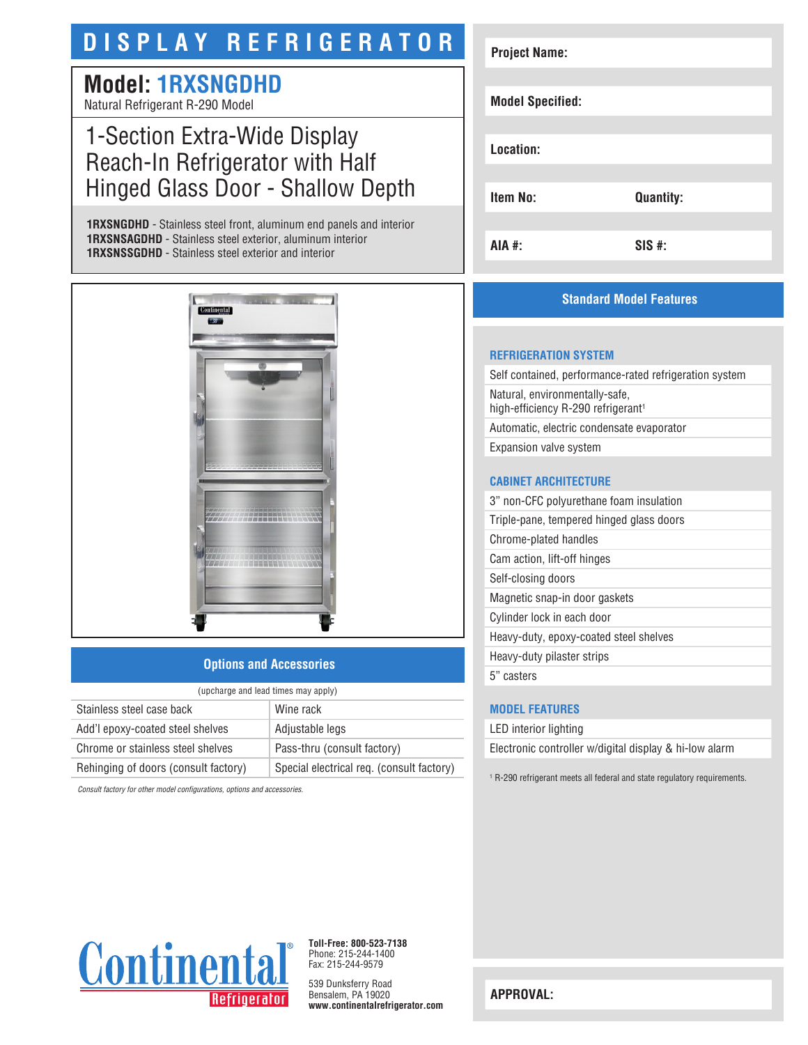# DISPLAY REFRIGERATOR

## Model: 1RXSNGDHD

Natural Refrigerant R-290 Model

## 1-Section Extra-Wide Display Reach-In Refrigerator with Half Hinged Glass Door - Shallow Depth

**1RXSNGDHD** - Stainless steel front, aluminum end panels and interior
**1RXSNSAGDHD** - Stainless steel exterior, aluminum interior
**1RXSNSSGDHD** - Stainless steel exterior and interior

| | |
|---|---|
| **Project Name:** | |
| **Model Specified:** | |
| **Location:** | |
| **Item No:** | **Quantity:** |
| **AIA #:** | **SIS #:** |

## Options and Accessories

(upcharge and lead times may apply)

| | |
|---|---|
| Stainless steel case back | Wine rack |
| Add'l epoxy-coated steel shelves | Adjustable legs |
| Chrome or stainless steel shelves | Pass-thru (consult factory) |
| Rehinging of doors (consult factory) | Special electrical req. (consult factory) |

*Consult factory for other model configurations, options and accessories.*

## Standard Model Features

### REFRIGERATION SYSTEM

- Self contained, performance-rated refrigeration system
- Natural, environmentally-safe, high-efficiency R-290 refrigerant[1]
- Automatic, electric condensate evaporator
- Expansion valve system

### CABINET ARCHITECTURE

- 3" non-CFC polyurethane foam insulation
- Triple-pane, tempered hinged glass doors
- Chrome-plated handles
- Cam action, lift-off hinges
- Self-closing doors
- Magnetic snap-in door gaskets
- Cylinder lock in each door
- Heavy-duty, epoxy-coated steel shelves
- Heavy-duty pilaster strips
- 5" casters

### MODEL FEATURES

- LED interior lighting
- Electronic controller w/digital display & hi-low alarm

[1] R-290 refrigerant meets all federal and state regulatory requirements.

Continental Refrigerator

**Toll-Free: 800-523-7138**
Phone: 215-244-1400
Fax: 215-244-9579

539 Dunksferry Road
Bensalem, PA 19020
**www.continentalrefrigerator.com**

**APPROVAL:**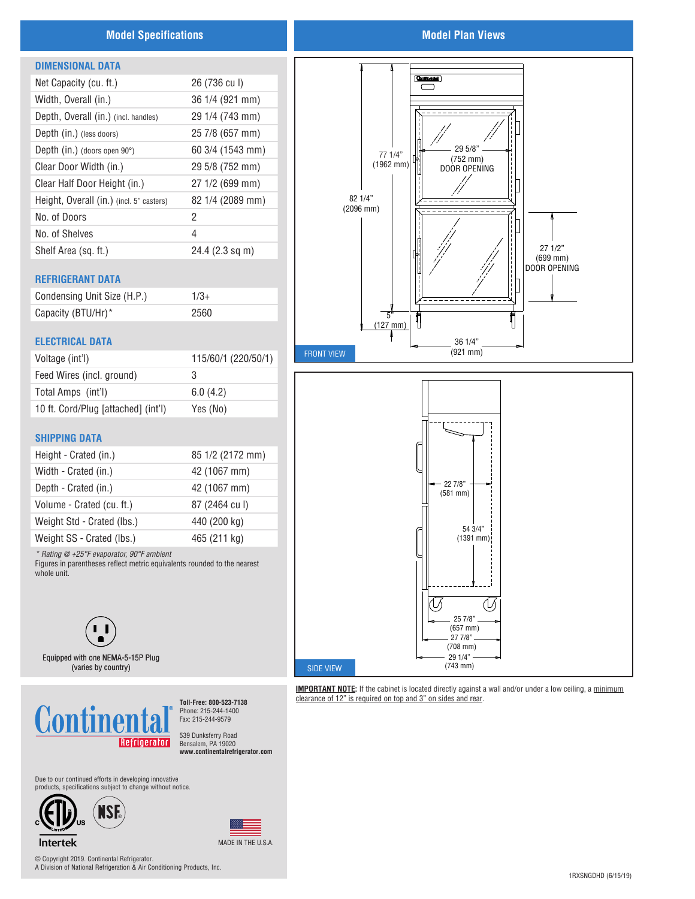## Model Specifications

### DIMENSIONAL DATA

| | |
|---|---|
| Net Capacity (cu. ft.) | 26 (736 cu l) |
| Width, Overall (in.) | 36 1/4 (921 mm) |
| Depth, Overall (in.) (incl. handles) | 29 1/4 (743 mm) |
| Depth (in.) (less doors) | 25 7/8 (657 mm) |
| Depth (in.) (doors open 90°) | 60 3/4 (1543 mm) |
| Clear Door Width (in.) | 29 5/8 (752 mm) |
| Clear Half Door Height (in.) | 27 1/2 (699 mm) |
| Height, Overall (in.) (incl. 5" casters) | 82 1/4 (2089 mm) |
| No. of Doors | 2 |
| No. of Shelves | 4 |
| Shelf Area (sq. ft.) | 24.4 (2.3 sq m) |

### REFRIGERANT DATA

| | |
|---|---|
| Condensing Unit Size (H.P.) | 1/3+ |
| Capacity (BTU/Hr)* | 2560 |

### ELECTRICAL DATA

| | |
|---|---|
| Voltage (int'l) | 115/60/1 (220/50/1) |
| Feed Wires (incl. ground) | 3 |
| Total Amps (int'l) | 6.0 (4.2) |
| 10 ft. Cord/Plug [attached] (int'l) | Yes (No) |

### SHIPPING DATA

| | |
|---|---|
| Height - Crated (in.) | 85 1/2 (2172 mm) |
| Width - Crated (in.) | 42 (1067 mm) |
| Depth - Crated (in.) | 42 (1067 mm) |
| Volume - Crated (cu. ft.) | 87 (2464 cu l) |
| Weight Std - Crated (lbs.) | 440 (200 kg) |
| Weight SS - Crated (lbs.) | 465 (211 kg) |

*\* Rating @ +25°F evaporator, 90°F ambient*

Figures in parentheses reflect metric equivalents rounded to the nearest whole unit.

Equipped with one NEMA-5-15P Plug (varies by country)

**Continental Refrigerator**

**Toll-Free: 800-523-7138**
Phone: 215-244-1400
Fax: 215-244-9579

539 Dunksferry Road
Bensalem, PA 19020
**www.continentalrefrigerator.com**

Due to our continued efforts in developing innovative products, specifications subject to change without notice.

Intertek

MADE IN THE U.S.A.

© Copyright 2019. Continental Refrigerator.
A Division of National Refrigeration & Air Conditioning Products, Inc.

## Model Plan Views

FRONT VIEW

77 1/4" (1962 mm)
82 1/4" (2096 mm)
29 5/8" (752 mm) DOOR OPENING
27 1/2" (699 mm) DOOR OPENING
5" (127 mm)
36 1/4" (921 mm)

SIDE VIEW

22 7/8" (581 mm)
54 3/4" (1391 mm)
25 7/8" (657 mm)
27 7/8" (708 mm)
29 1/4" (743 mm)

**IMPORTANT NOTE:** If the cabinet is located directly against a wall and/or under a low ceiling, a minimum clearance of 12" is required on top and 3" on sides and rear.

1RXSNGDHD (6/15/19)